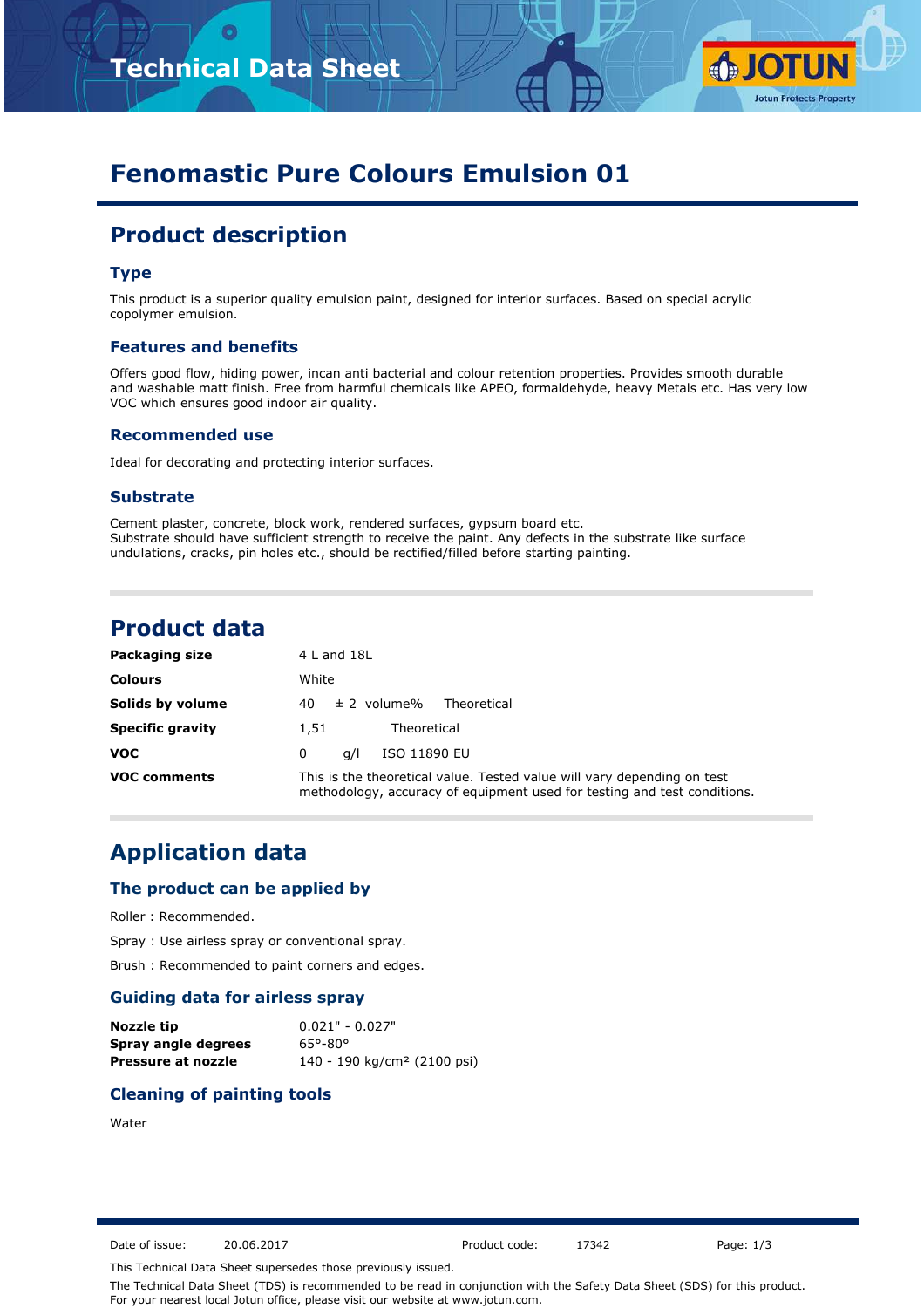# Fenomastic Pure Colours Emulsion 01

## Product description

### Type

This product is a superior quality emulsion paint, designed for interior surfaces. Based on special acrylic copolymer emulsion.

### Features and benefits

Offers good flow, hiding power, incan anti bacterial and colour retention properties. Provides smooth durable and washable matt finish. Free from harmful chemicals like APEO, formaldehyde, heavy Metals etc. Has very low VOC which ensures good indoor air quality.

### Recommended use

Ideal for decorating and protecting interior surfaces.

### Substrate

Cement plaster, concrete, block work, rendered surfaces, gypsum board etc.
Substrate should have sufficient strength to receive the paint. Any defects in the substrate like surface undulations, cracks, pin holes etc., should be rectified/filled before starting painting.

## Product data

| | |
|---|---|
| **Packaging size** | 4 L and 18L |
| **Colours** | White |
| **Solids by volume** | 40 ± 2 volume% Theoretical |
| **Specific gravity** | 1,51 Theoretical |
| **VOC** | 0 g/l ISO 11890 EU |
| **VOC comments** | This is the theoretical value. Tested value will vary depending on test methodology, accuracy of equipment used for testing and test conditions. |

## Application data

### The product can be applied by

Roller : Recommended.

Spray : Use airless spray or conventional spray.

Brush : Recommended to paint corners and edges.

### Guiding data for airless spray

| | |
|---|---|
| **Nozzle tip** | 0.021" - 0.027" |
| **Spray angle degrees** | 65°-80° |
| **Pressure at nozzle** | 140 - 190 kg/cm² (2100 psi) |

### Cleaning of painting tools

Water

Date of issue: 20.06.2017 Product code: 17342

This Technical Data Sheet supersedes those previously issued.

The Technical Data Sheet (TDS) is recommended to be read in conjunction with the Safety Data Sheet (SDS) for this product. For your nearest local Jotun office, please visit our website at www.jotun.com.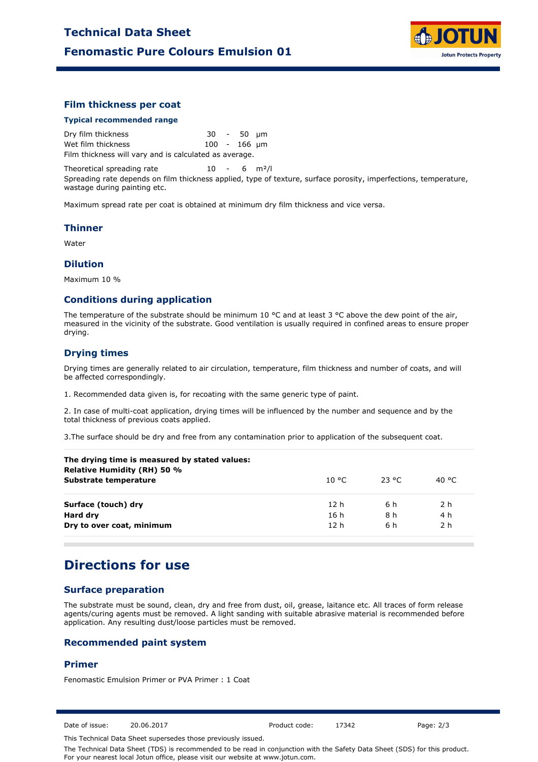## Film thickness per coat

### Typical recommended range

| | | | |
|---|---|---|---|
| Dry film thickness | 30 | - 50 | µm |
| Wet film thickness | 100 | - 166 | µm |

Film thickness will vary and is calculated as average.

Theoretical spreading rate 10 - 6 m²/l

Spreading rate depends on film thickness applied, type of texture, surface porosity, imperfections, temperature, wastage during painting etc.

Maximum spread rate per coat is obtained at minimum dry film thickness and vice versa.

## Thinner

Water

## Dilution

Maximum 10 %

## Conditions during application

The temperature of the substrate should be minimum 10 °C and at least 3 °C above the dew point of the air, measured in the vicinity of the substrate. Good ventilation is usually required in confined areas to ensure proper drying.

## Drying times

Drying times are generally related to air circulation, temperature, film thickness and number of coats, and will be affected correspondingly.

1. Recommended data given is, for recoating with the same generic type of paint.

2. In case of multi-coat application, drying times will be influenced by the number and sequence and by the total thickness of previous coats applied.

3.The surface should be dry and free from any contamination prior to application of the subsequent coat.

| **The drying time is measured by stated values:**<br>**Relative Humidity (RH) 50 %**<br>**Substrate temperature** | 10 °C | 23 °C | 40 °C |
|---|---|---|---|
| **Surface (touch) dry** | 12 h | 6 h | 2 h |
| **Hard dry** | 16 h | 8 h | 4 h |
| **Dry to over coat, minimum** | 12 h | 6 h | 2 h |

# Directions for use

## Surface preparation

The substrate must be sound, clean, dry and free from dust, oil, grease, laitance etc. All traces of form release agents/curing agents must be removed. A light sanding with suitable abrasive material is recommended before application. Any resulting dust/loose particles must be removed.

## Recommended paint system

## Primer

Fenomastic Emulsion Primer or PVA Primer : 1 Coat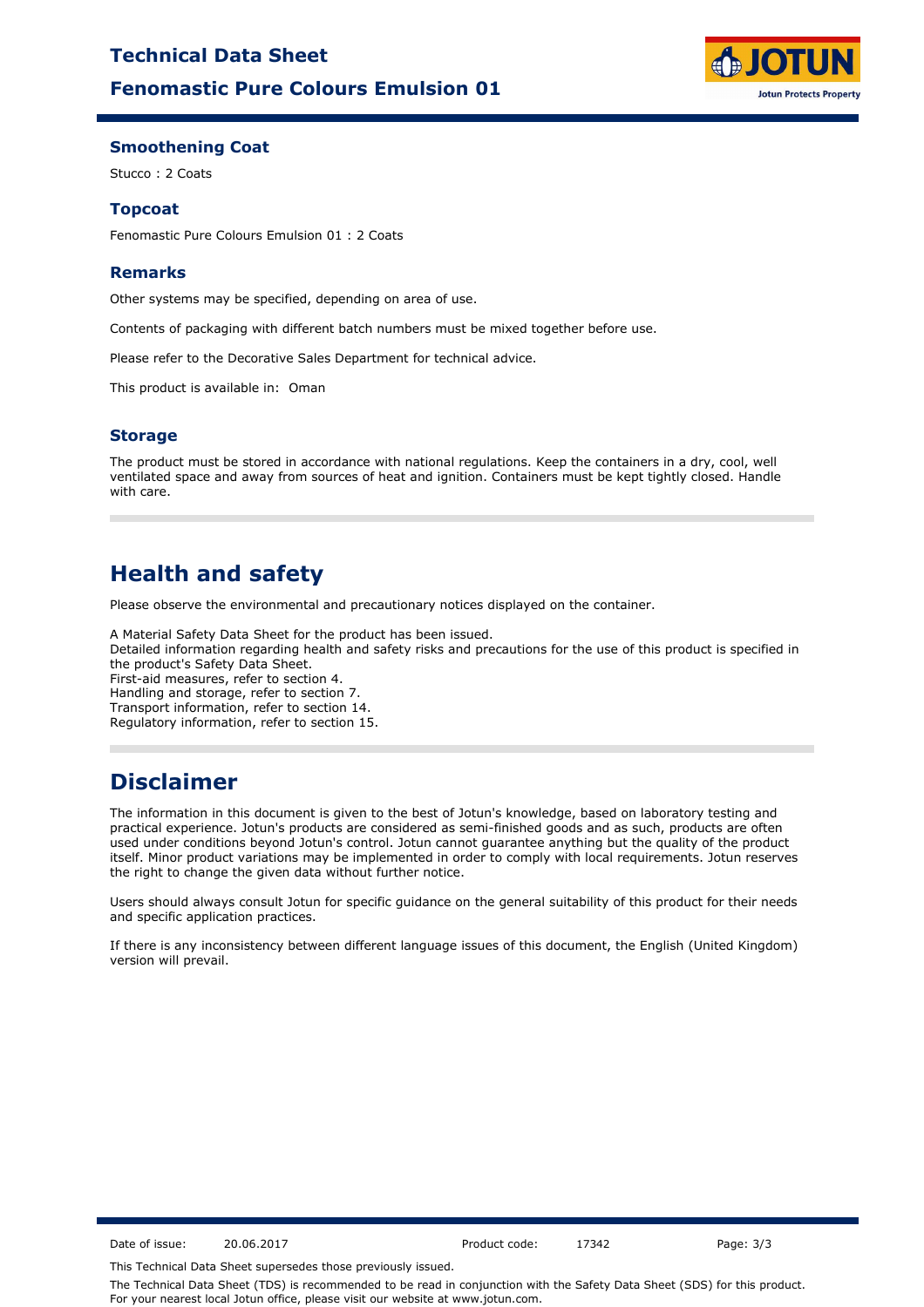### Smoothening Coat

Stucco : 2 Coats

### Topcoat

Fenomastic Pure Colours Emulsion 01 : 2 Coats

### Remarks

Other systems may be specified, depending on area of use.

Contents of packaging with different batch numbers must be mixed together before use.

Please refer to the Decorative Sales Department for technical advice.

This product is available in: Oman

### Storage

The product must be stored in accordance with national regulations. Keep the containers in a dry, cool, well ventilated space and away from sources of heat and ignition. Containers must be kept tightly closed. Handle with care.

## Health and safety

Please observe the environmental and precautionary notices displayed on the container.

A Material Safety Data Sheet for the product has been issued.
Detailed information regarding health and safety risks and precautions for the use of this product is specified in the product's Safety Data Sheet.
First-aid measures, refer to section 4.
Handling and storage, refer to section 7.
Transport information, refer to section 14.
Regulatory information, refer to section 15.

## Disclaimer

The information in this document is given to the best of Jotun's knowledge, based on laboratory testing and practical experience. Jotun's products are considered as semi-finished goods and as such, products are often used under conditions beyond Jotun's control. Jotun cannot guarantee anything but the quality of the product itself. Minor product variations may be implemented in order to comply with local requirements. Jotun reserves the right to change the given data without further notice.

Users should always consult Jotun for specific guidance on the general suitability of this product for their needs and specific application practices.

If there is any inconsistency between different language issues of this document, the English (United Kingdom) version will prevail.